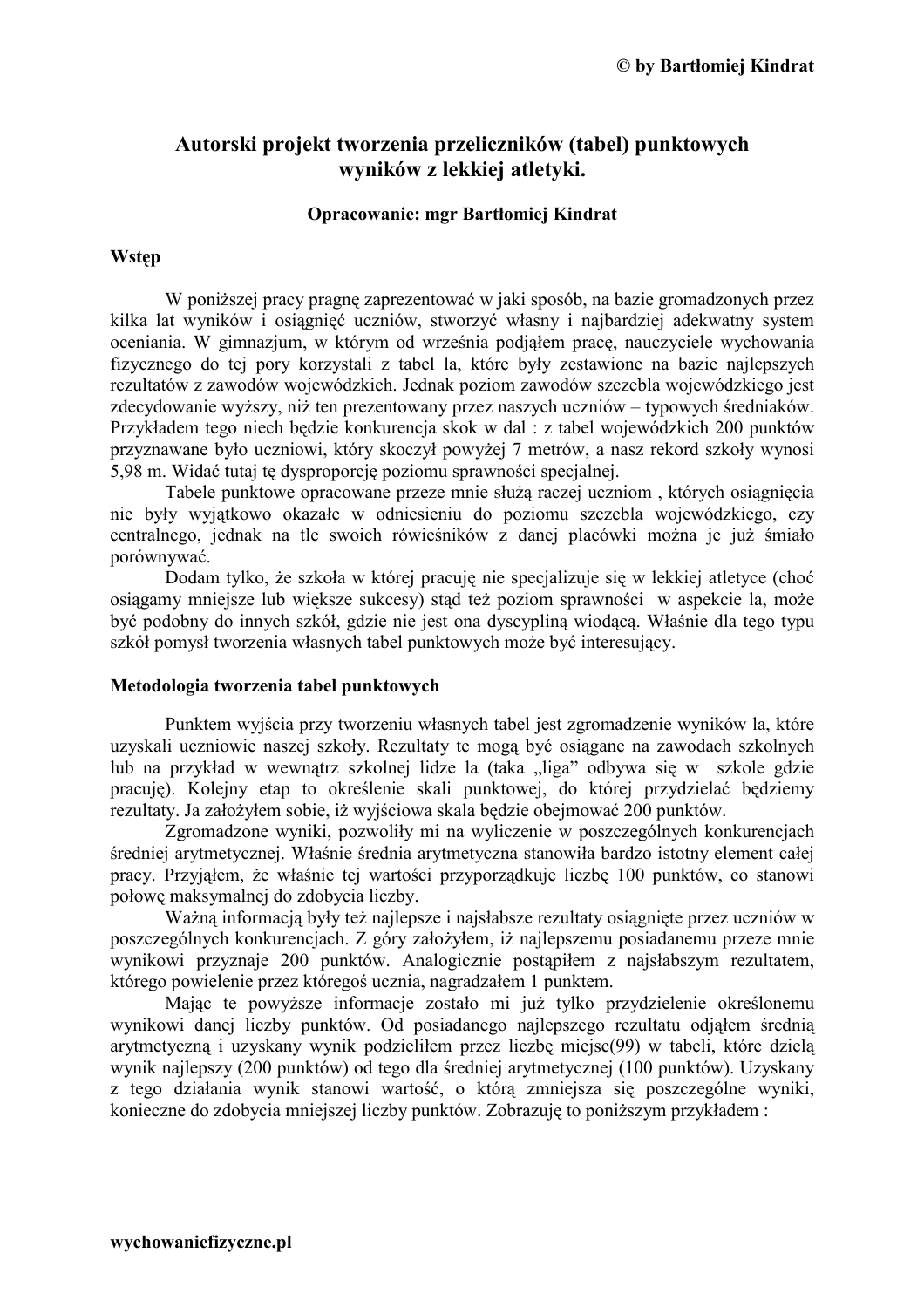# Autorski projekt tworzenia przeliczników (tabel) punktowych wyników z lekkiej atletyki.

**Opracowanie: mgr Bartłomiej Kindrat**

## Wstęp

W poniższej pracy pragnę zaprezentować w jaki sposób, na bazie gromadzonych przez kilka lat wyników i osiągnięć uczniów, stworzyć własny i najbardziej adekwatny system oceniania. W gimnazjum, w którym od września podjąłem pracę, nauczyciele wychowania fizycznego do tej pory korzystali z tabel la, które były zestawione na bazie najlepszych rezultatów z zawodów wojewódzkich. Jednak poziom zawodów szczebla wojewódzkiego jest zdecydowanie wyższy, niż ten prezentowany przez naszych uczniów – typowych średniaków. Przykładem tego niech będzie konkurencja skok w dal : z tabel wojewódzkich 200 punktów przyznawane było uczniowi, który skoczył powyżej 7 metrów, a nasz rekord szkoły wynosi 5,98 m. Widać tutaj tę dysproporcję poziomu sprawności specjalnej.

Tabele punktowe opracowane przeze mnie służą raczej uczniom , których osiągnięcia nie były wyjątkowo okazałe w odniesieniu do poziomu szczebla wojewódzkiego, czy centralnego, jednak na tle swoich rówieśników z danej placówki można je już śmiało porównywać.

Dodam tylko, że szkoła w której pracuję nie specjalizuje się w lekkiej atletyce (choć osiągamy mniejsze lub większe sukcesy) stąd też poziom sprawności w aspekcie la, może być podobny do innych szkół, gdzie nie jest ona dyscypliną wiodącą. Właśnie dla tego typu szkół pomysł tworzenia własnych tabel punktowych może być interesujący.

## Metodologia tworzenia tabel punktowych

Punktem wyjścia przy tworzeniu własnych tabel jest zgromadzenie wyników la, które uzyskali uczniowie naszej szkoły. Rezultaty te mogą być osiągane na zawodach szkolnych lub na przykład w wewnątrz szkolnej lidze la (taka „liga" odbywa się w szkole gdzie pracuję). Kolejny etap to określenie skali punktowej, do której przydzielać będziemy rezultaty. Ja założyłem sobie, iż wyjściowa skala będzie obejmować 200 punktów.

Zgromadzone wyniki, pozwoliły mi na wyliczenie w poszczególnych konkurencjach średniej arytmetycznej. Właśnie średnia arytmetyczna stanowiła bardzo istotny element całej pracy. Przyjąłem, że właśnie tej wartości przyporządkuje liczbę 100 punktów, co stanowi połowę maksymalnej do zdobycia liczby.

Ważną informacją były też najlepsze i najsłabsze rezultaty osiągnięte przez uczniów w poszczególnych konkurencjach. Z góry założyłem, iż najlepszemu posiadanemu przeze mnie wynikowi przyznaje 200 punktów. Analogicznie postąpiłem z najsłabszym rezultatem, którego powielenie przez któregoś ucznia, nagradzałem 1 punktem.

Mając te powyższe informacje zostało mi już tylko przydzielenie określonemu wynikowi danej liczby punktów. Od posiadanego najlepszego rezultatu odjąłem średnią arytmetyczną i uzyskany wynik podzieliłem przez liczbę miejsc(99) w tabeli, które dzielą wynik najlepszy (200 punktów) od tego dla średniej arytmetycznej (100 punktów). Uzyskany z tego działania wynik stanowi wartość, o którą zmniejsza się poszczególne wyniki, konieczne do zdobycia mniejszej liczby punktów. Zobrazuję to poniższym przykładem :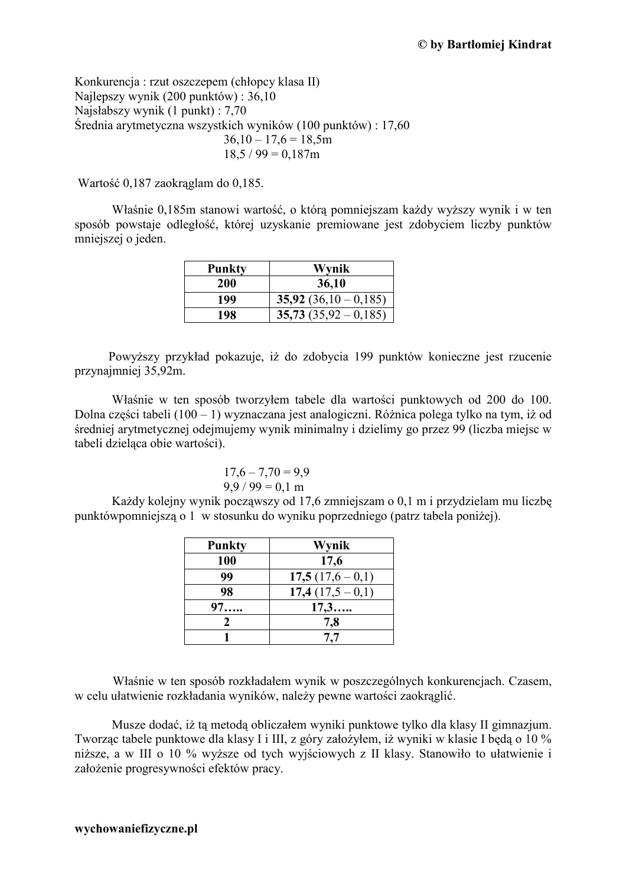Konkurencja : rzut oszczepem (chłopcy klasa II)
Najlepszy wynik (200 punktów) : 36,10
Najsłabszy wynik (1 punkt) : 7,70
Średnia arytmetyczna wszystkich wyników (100 punktów) : 17,60

36,10 – 17,6 = 18,5m
18,5 / 99 = 0,187m

Wartość 0,187 zaokrąglam do 0,185.

Właśnie 0,185m stanowi wartość, o którą pomniejszam każdy wyższy wynik i w ten sposób powstaje odległość, której uzyskanie premiowane jest zdobyciem liczby punktów mniejszej o jeden.

| Punkty | Wynik |
|---|---|
| **200** | **36,10** |
| **199** | **35,92** (36,10 – 0,185) |
| **198** | **35,73** (35,92 – 0,185) |

Powyższy przykład pokazuje, iż do zdobycia 199 punktów konieczne jest rzucenie przynajmniej 35,92m.

Właśnie w ten sposób tworzyłem tabele dla wartości punktowych od 200 do 100. Dolna części tabeli (100 – 1) wyznaczana jest analogiczni. Różnica polega tylko na tym, iż od średniej arytmetycznej odejmujemy wynik minimalny i dzielimy go przez 99 (liczba miejsc w tabeli dzieląca obie wartości).

17,6 – 7,70 = 9,9
9,9 / 99 = 0,1 m

Każdy kolejny wynik począwszy od 17,6 zmniejszam o 0,1 m i przydzielam mu liczbę punktówpomniejszą o 1 w stosunku do wyniku poprzedniego (patrz tabela poniżej).

| Punkty | Wynik |
|---|---|
| **100** | **17,6** |
| **99** | **17,5** (17,6 – 0,1) |
| **98** | **17,4** (17,5 – 0,1) |
| **97…..** | **17,3…..** |
| **2** | **7,8** |
| **1** | **7,7** |

Właśnie w ten sposób rozkładałem wynik w poszczególnych konkurencjach. Czasem, w celu ułatwienie rozkładania wyników, należy pewne wartości zaokrąglić.

Musze dodać, iż tą metodą obliczałem wyniki punktowe tylko dla klasy II gimnazjum. Tworząc tabele punktowe dla klasy I i III, z góry założyłem, iż wyniki w klasie I będą o 10 % niższe, a w III o 10 % wyższe od tych wyjściowych z II klasy. Stanowiło to ułatwienie i założenie progresywności efektów pracy.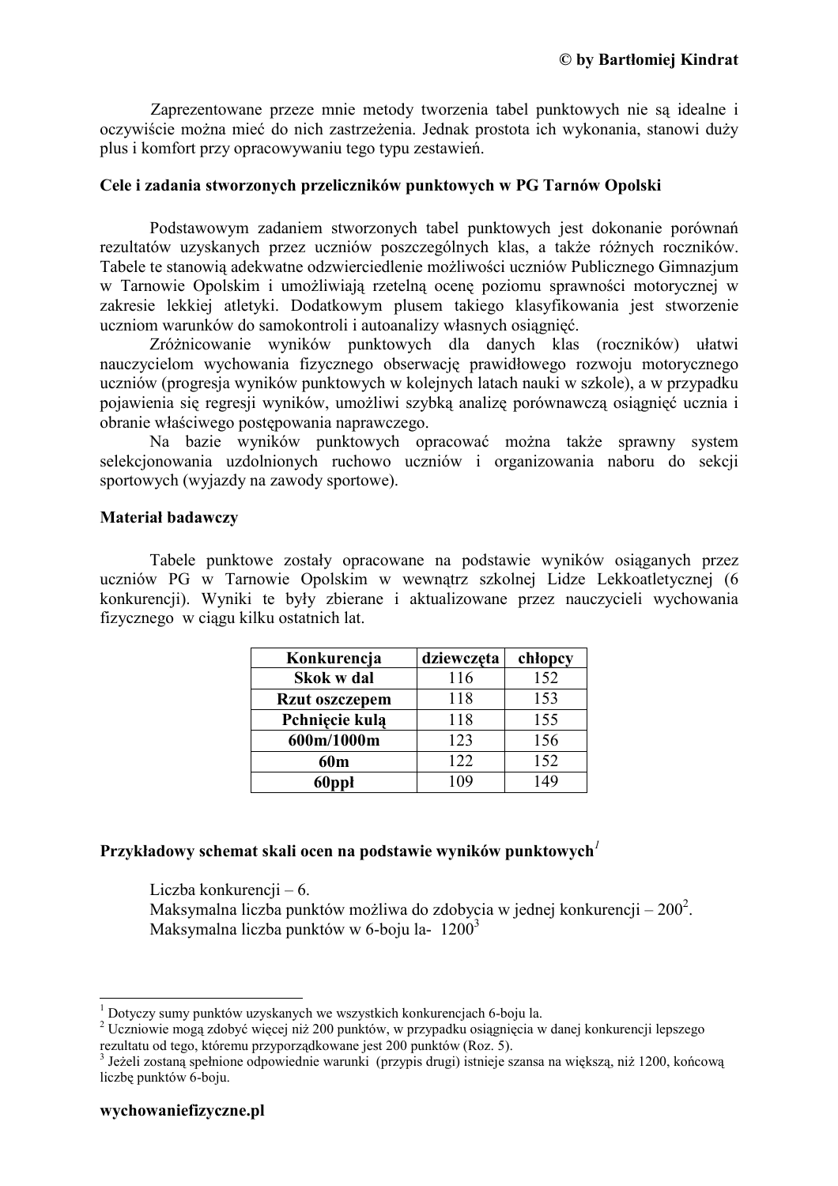Zaprezentowane przeze mnie metody tworzenia tabel punktowych nie są idealne i oczywiście można mieć do nich zastrzeżenia. Jednak prostota ich wykonania, stanowi duży plus i komfort przy opracowywaniu tego typu zestawień.

**Cele i zadania stworzonych przeliczników punktowych w PG Tarnów Opolski**

Podstawowym zadaniem stworzonych tabel punktowych jest dokonanie porównań rezultatów uzyskanych przez uczniów poszczególnych klas, a także różnych roczników. Tabele te stanowią adekwatne odzwierciedlenie możliwości uczniów Publicznego Gimnazjum w Tarnowie Opolskim i umożliwiają rzetelną ocenę poziomu sprawności motorycznej w zakresie lekkiej atletyki. Dodatkowym plusem takiego klasyfikowania jest stworzenie uczniom warunków do samokontroli i autoanalizy własnych osiągnięć.

Zróżnicowanie wyników punktowych dla danych klas (roczników) ułatwi nauczycielom wychowania fizycznego obserwację prawidłowego rozwoju motorycznego uczniów (progresja wyników punktowych w kolejnych latach nauki w szkole), a w przypadku pojawienia się regresji wyników, umożliwi szybką analizę porównawczą osiągnięć ucznia i obranie właściwego postępowania naprawczego.

Na bazie wyników punktowych opracować można także sprawny system selekcjonowania uzdolnionych ruchowo uczniów i organizowania naboru do sekcji sportowych (wyjazdy na zawody sportowe).

**Materiał badawczy**

Tabele punktowe zostały opracowane na podstawie wyników osiąganych przez uczniów PG w Tarnowie Opolskim w wewnątrz szkolnej Lidze Lekkoatletycznej (6 konkurencji). Wyniki te były zbierane i aktualizowane przez nauczycieli wychowania fizycznego w ciągu kilku ostatnich lat.

| Konkurencja | dziewczęta | chłopcy |
|---|---|---|
| **Skok w dal** | 116 | 152 |
| **Rzut oszczepem** | 118 | 153 |
| **Pchnięcie kulą** | 118 | 155 |
| **600m/1000m** | 123 | 156 |
| **60m** | 122 | 152 |
| **60ppł** | 109 | 149 |

**Przykładowy schemat skali ocen na podstawie wyników punktowych**[1]

Liczba konkurencji – 6.
Maksymalna liczba punktów możliwa do zdobycia w jednej konkurencji – 200[2].
Maksymalna liczba punktów w 6-boju la- 1200[3]

---

[1] Dotyczy sumy punktów uzyskanych we wszystkich konkurencjach 6-boju la.
[2] Uczniowie mogą zdobyć więcej niż 200 punktów, w przypadku osiągnięcia w danej konkurencji lepszego rezultatu od tego, któremu przyporządkowane jest 200 punktów (Roz. 5).
[3] Jeżeli zostaną spełnione odpowiednie warunki (przypis drugi) istnieje szansa na większą, niż 1200, końcową liczbę punktów 6-boju.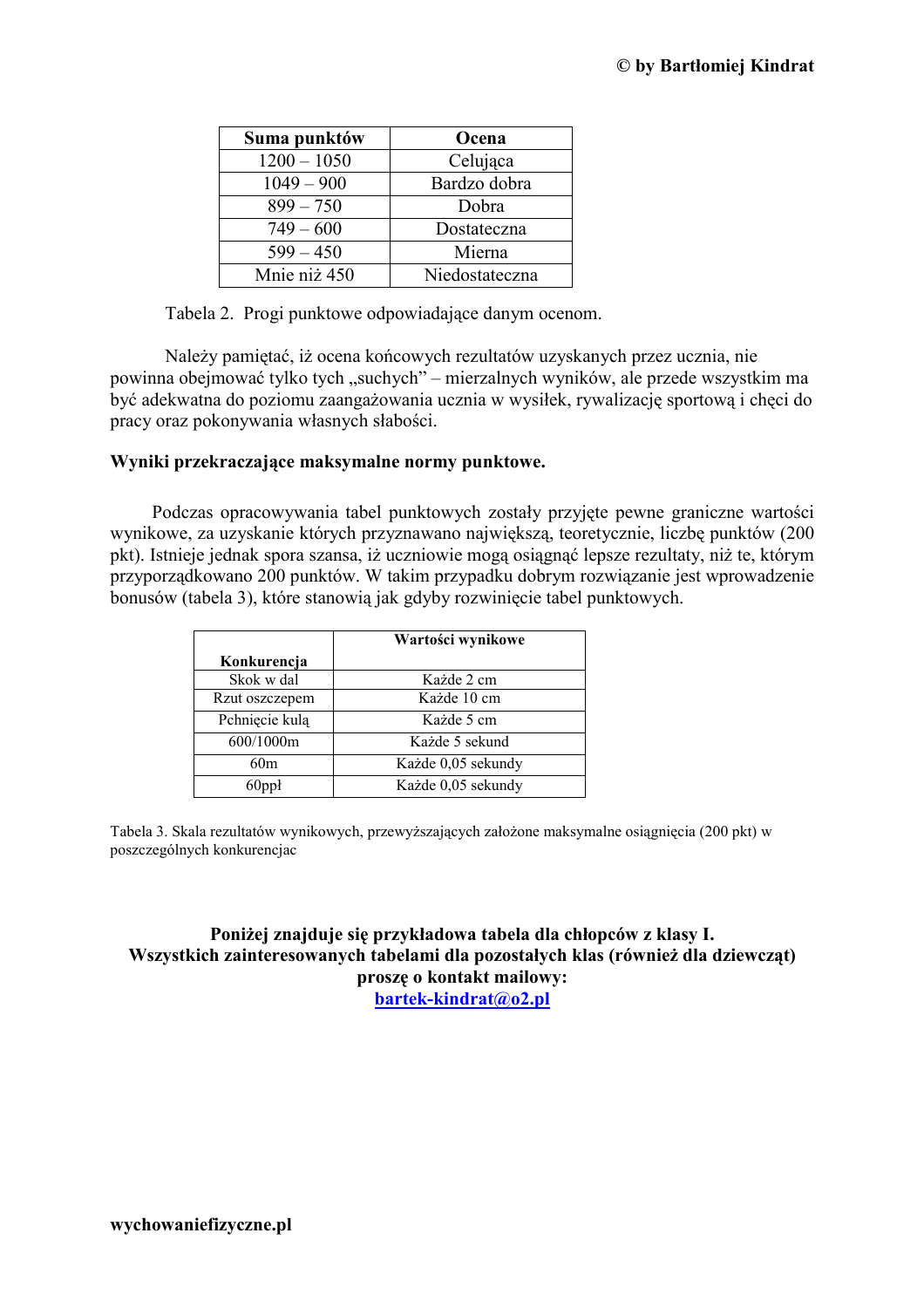| Suma punktów | Ocena |
|---|---|
| 1200 – 1050 | Celująca |
| 1049 – 900 | Bardzo dobra |
| 899 – 750 | Dobra |
| 749 – 600 | Dostateczna |
| 599 – 450 | Mierna |
| Mnie niż 450 | Niedostateczna |

Tabela 2. Progi punktowe odpowiadające danym ocenom.

Należy pamiętać, iż ocena końcowych rezultatów uzyskanych przez ucznia, nie powinna obejmować tylko tych „suchych" – mierzalnych wyników, ale przede wszystkim ma być adekwatna do poziomu zaangażowania ucznia w wysiłek, rywalizację sportową i chęci do pracy oraz pokonywania własnych słabości.

**Wyniki przekraczające maksymalne normy punktowe.**

Podczas opracowywania tabel punktowych zostały przyjęte pewne graniczne wartości wynikowe, za uzyskanie których przyznawano największą, teoretycznie, liczbę punktów (200 pkt). Istnieje jednak spora szansa, iż uczniowie mogą osiągnąć lepsze rezultaty, niż te, którym przyporządkowano 200 punktów. W takim przypadku dobrym rozwiązanie jest wprowadzenie bonusów (tabela 3), które stanowią jak gdyby rozwinięcie tabel punktowych.

| Konkurencja | Wartości wynikowe |
|---|---|
| Skok w dal | Każde 2 cm |
| Rzut oszczepem | Każde 10 cm |
| Pchnięcie kulą | Każde 5 cm |
| 600/1000m | Każde 5 sekund |
| 60m | Każde 0,05 sekundy |
| 60ppł | Każde 0,05 sekundy |

Tabela 3. Skala rezultatów wynikowych, przewyższających założone maksymalne osiągnięcia (200 pkt) w poszczególnych konkurencjac

**Poniżej znajduje się przykładowa tabela dla chłopców z klasy I.**
**Wszystkich zainteresowanych tabelami dla pozostałych klas (również dla dziewcząt) proszę o kontakt mailowy:**
**bartek-kindrat@o2.pl**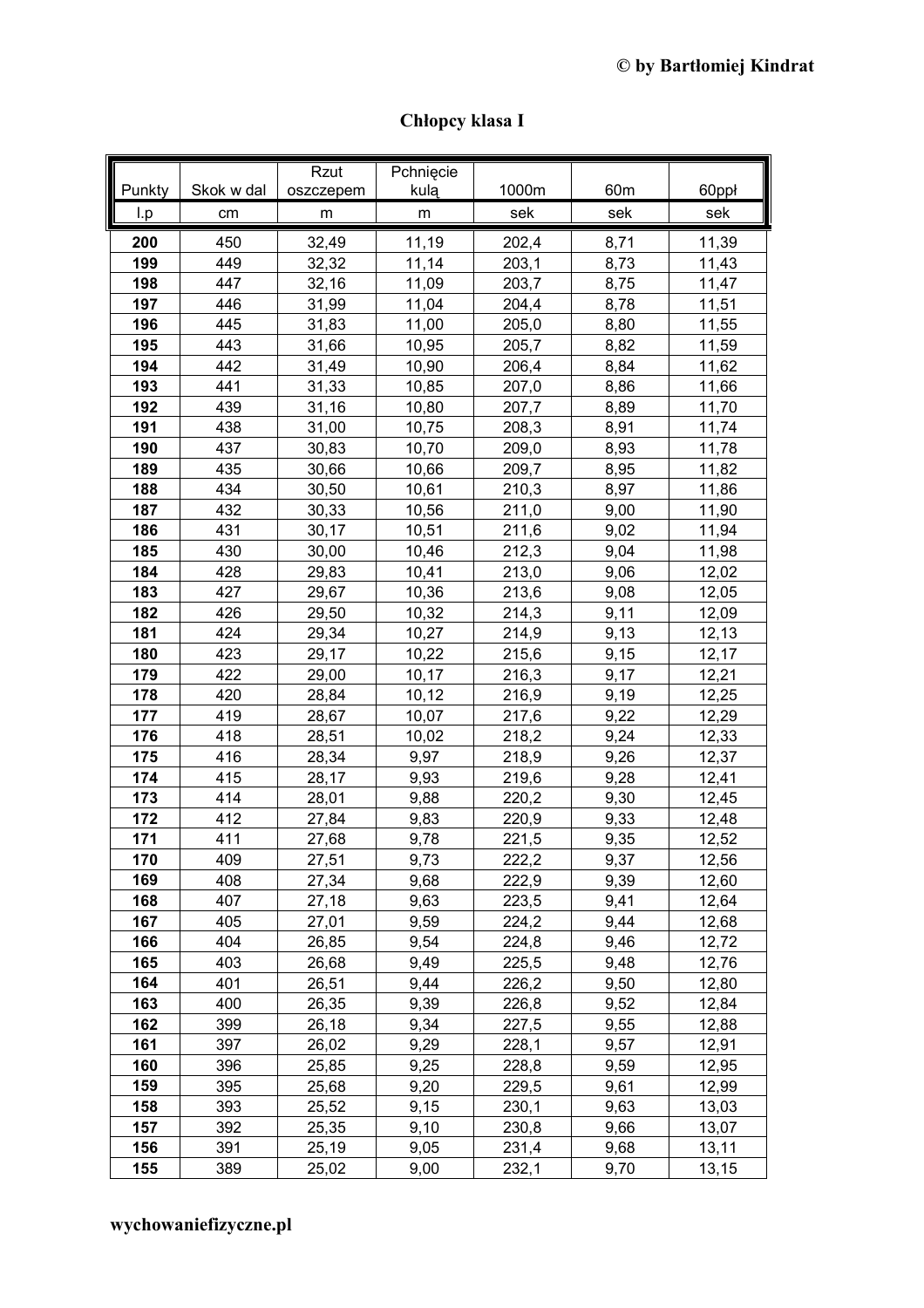# Chłopcy klasa I

| Punkty | Skok w dal | Rzut oszczepem | Pchnięcie kulą | 1000m | 60m | 60ppł |
|---|---|---|---|---|---|---|
| l.p | cm | m | m | sek | sek | sek |
| **200** | 450 | 32,49 | 11,19 | 202,4 | 8,71 | 11,39 |
| **199** | 449 | 32,32 | 11,14 | 203,1 | 8,73 | 11,43 |
| **198** | 447 | 32,16 | 11,09 | 203,7 | 8,75 | 11,47 |
| **197** | 446 | 31,99 | 11,04 | 204,4 | 8,78 | 11,51 |
| **196** | 445 | 31,83 | 11,00 | 205,0 | 8,80 | 11,55 |
| **195** | 443 | 31,66 | 10,95 | 205,7 | 8,82 | 11,59 |
| **194** | 442 | 31,49 | 10,90 | 206,4 | 8,84 | 11,62 |
| **193** | 441 | 31,33 | 10,85 | 207,0 | 8,86 | 11,66 |
| **192** | 439 | 31,16 | 10,80 | 207,7 | 8,89 | 11,70 |
| **191** | 438 | 31,00 | 10,75 | 208,3 | 8,91 | 11,74 |
| **190** | 437 | 30,83 | 10,70 | 209,0 | 8,93 | 11,78 |
| **189** | 435 | 30,66 | 10,66 | 209,7 | 8,95 | 11,82 |
| **188** | 434 | 30,50 | 10,61 | 210,3 | 8,97 | 11,86 |
| **187** | 432 | 30,33 | 10,56 | 211,0 | 9,00 | 11,90 |
| **186** | 431 | 30,17 | 10,51 | 211,6 | 9,02 | 11,94 |
| **185** | 430 | 30,00 | 10,46 | 212,3 | 9,04 | 11,98 |
| **184** | 428 | 29,83 | 10,41 | 213,0 | 9,06 | 12,02 |
| **183** | 427 | 29,67 | 10,36 | 213,6 | 9,08 | 12,05 |
| **182** | 426 | 29,50 | 10,32 | 214,3 | 9,11 | 12,09 |
| **181** | 424 | 29,34 | 10,27 | 214,9 | 9,13 | 12,13 |
| **180** | 423 | 29,17 | 10,22 | 215,6 | 9,15 | 12,17 |
| **179** | 422 | 29,00 | 10,17 | 216,3 | 9,17 | 12,21 |
| **178** | 420 | 28,84 | 10,12 | 216,9 | 9,19 | 12,25 |
| **177** | 419 | 28,67 | 10,07 | 217,6 | 9,22 | 12,29 |
| **176** | 418 | 28,51 | 10,02 | 218,2 | 9,24 | 12,33 |
| **175** | 416 | 28,34 | 9,97 | 218,9 | 9,26 | 12,37 |
| **174** | 415 | 28,17 | 9,93 | 219,6 | 9,28 | 12,41 |
| **173** | 414 | 28,01 | 9,88 | 220,2 | 9,30 | 12,45 |
| **172** | 412 | 27,84 | 9,83 | 220,9 | 9,33 | 12,48 |
| **171** | 411 | 27,68 | 9,78 | 221,5 | 9,35 | 12,52 |
| **170** | 409 | 27,51 | 9,73 | 222,2 | 9,37 | 12,56 |
| **169** | 408 | 27,34 | 9,68 | 222,9 | 9,39 | 12,60 |
| **168** | 407 | 27,18 | 9,63 | 223,5 | 9,41 | 12,64 |
| **167** | 405 | 27,01 | 9,59 | 224,2 | 9,44 | 12,68 |
| **166** | 404 | 26,85 | 9,54 | 224,8 | 9,46 | 12,72 |
| **165** | 403 | 26,68 | 9,49 | 225,5 | 9,48 | 12,76 |
| **164** | 401 | 26,51 | 9,44 | 226,2 | 9,50 | 12,80 |
| **163** | 400 | 26,35 | 9,39 | 226,8 | 9,52 | 12,84 |
| **162** | 399 | 26,18 | 9,34 | 227,5 | 9,55 | 12,88 |
| **161** | 397 | 26,02 | 9,29 | 228,1 | 9,57 | 12,91 |
| **160** | 396 | 25,85 | 9,25 | 228,8 | 9,59 | 12,95 |
| **159** | 395 | 25,68 | 9,20 | 229,5 | 9,61 | 12,99 |
| **158** | 393 | 25,52 | 9,15 | 230,1 | 9,63 | 13,03 |
| **157** | 392 | 25,35 | 9,10 | 230,8 | 9,66 | 13,07 |
| **156** | 391 | 25,19 | 9,05 | 231,4 | 9,68 | 13,11 |
| **155** | 389 | 25,02 | 9,00 | 232,1 | 9,70 | 13,15 |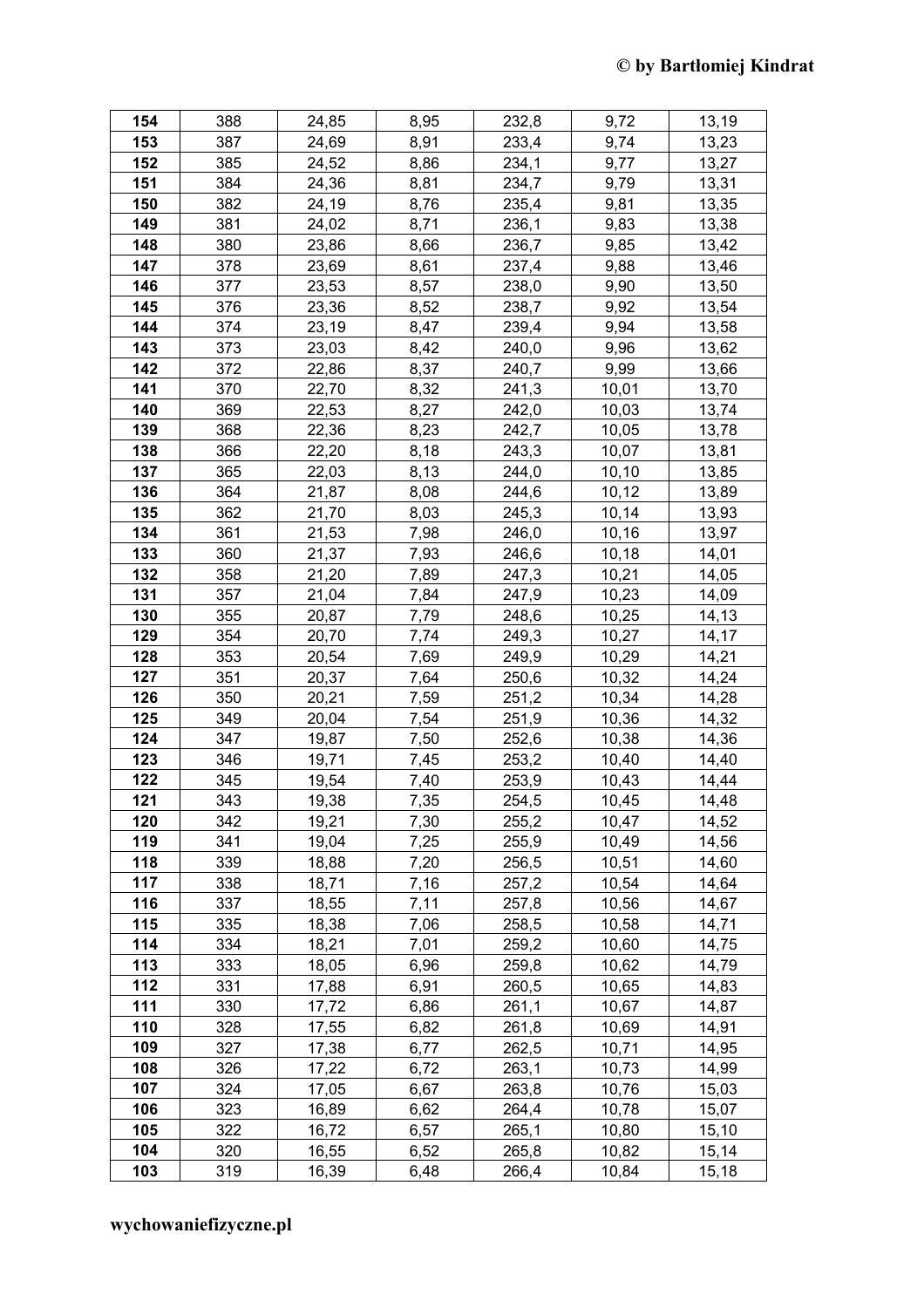| 154 | 388 | 24,85 | 8,95 | 232,8 | 9,72 | 13,19 |
|---|---|---|---|---|---|---|
| 153 | 387 | 24,69 | 8,91 | 233,4 | 9,74 | 13,23 |
| 152 | 385 | 24,52 | 8,86 | 234,1 | 9,77 | 13,27 |
| 151 | 384 | 24,36 | 8,81 | 234,7 | 9,79 | 13,31 |
| 150 | 382 | 24,19 | 8,76 | 235,4 | 9,81 | 13,35 |
| 149 | 381 | 24,02 | 8,71 | 236,1 | 9,83 | 13,38 |
| 148 | 380 | 23,86 | 8,66 | 236,7 | 9,85 | 13,42 |
| 147 | 378 | 23,69 | 8,61 | 237,4 | 9,88 | 13,46 |
| 146 | 377 | 23,53 | 8,57 | 238,0 | 9,90 | 13,50 |
| 145 | 376 | 23,36 | 8,52 | 238,7 | 9,92 | 13,54 |
| 144 | 374 | 23,19 | 8,47 | 239,4 | 9,94 | 13,58 |
| 143 | 373 | 23,03 | 8,42 | 240,0 | 9,96 | 13,62 |
| 142 | 372 | 22,86 | 8,37 | 240,7 | 9,99 | 13,66 |
| 141 | 370 | 22,70 | 8,32 | 241,3 | 10,01 | 13,70 |
| 140 | 369 | 22,53 | 8,27 | 242,0 | 10,03 | 13,74 |
| 139 | 368 | 22,36 | 8,23 | 242,7 | 10,05 | 13,78 |
| 138 | 366 | 22,20 | 8,18 | 243,3 | 10,07 | 13,81 |
| 137 | 365 | 22,03 | 8,13 | 244,0 | 10,10 | 13,85 |
| 136 | 364 | 21,87 | 8,08 | 244,6 | 10,12 | 13,89 |
| 135 | 362 | 21,70 | 8,03 | 245,3 | 10,14 | 13,93 |
| 134 | 361 | 21,53 | 7,98 | 246,0 | 10,16 | 13,97 |
| 133 | 360 | 21,37 | 7,93 | 246,6 | 10,18 | 14,01 |
| 132 | 358 | 21,20 | 7,89 | 247,3 | 10,21 | 14,05 |
| 131 | 357 | 21,04 | 7,84 | 247,9 | 10,23 | 14,09 |
| 130 | 355 | 20,87 | 7,79 | 248,6 | 10,25 | 14,13 |
| 129 | 354 | 20,70 | 7,74 | 249,3 | 10,27 | 14,17 |
| 128 | 353 | 20,54 | 7,69 | 249,9 | 10,29 | 14,21 |
| 127 | 351 | 20,37 | 7,64 | 250,6 | 10,32 | 14,24 |
| 126 | 350 | 20,21 | 7,59 | 251,2 | 10,34 | 14,28 |
| 125 | 349 | 20,04 | 7,54 | 251,9 | 10,36 | 14,32 |
| 124 | 347 | 19,87 | 7,50 | 252,6 | 10,38 | 14,36 |
| 123 | 346 | 19,71 | 7,45 | 253,2 | 10,40 | 14,40 |
| 122 | 345 | 19,54 | 7,40 | 253,9 | 10,43 | 14,44 |
| 121 | 343 | 19,38 | 7,35 | 254,5 | 10,45 | 14,48 |
| 120 | 342 | 19,21 | 7,30 | 255,2 | 10,47 | 14,52 |
| 119 | 341 | 19,04 | 7,25 | 255,9 | 10,49 | 14,56 |
| 118 | 339 | 18,88 | 7,20 | 256,5 | 10,51 | 14,60 |
| 117 | 338 | 18,71 | 7,16 | 257,2 | 10,54 | 14,64 |
| 116 | 337 | 18,55 | 7,11 | 257,8 | 10,56 | 14,67 |
| 115 | 335 | 18,38 | 7,06 | 258,5 | 10,58 | 14,71 |
| 114 | 334 | 18,21 | 7,01 | 259,2 | 10,60 | 14,75 |
| 113 | 333 | 18,05 | 6,96 | 259,8 | 10,62 | 14,79 |
| 112 | 331 | 17,88 | 6,91 | 260,5 | 10,65 | 14,83 |
| 111 | 330 | 17,72 | 6,86 | 261,1 | 10,67 | 14,87 |
| 110 | 328 | 17,55 | 6,82 | 261,8 | 10,69 | 14,91 |
| 109 | 327 | 17,38 | 6,77 | 262,5 | 10,71 | 14,95 |
| 108 | 326 | 17,22 | 6,72 | 263,1 | 10,73 | 14,99 |
| 107 | 324 | 17,05 | 6,67 | 263,8 | 10,76 | 15,03 |
| 106 | 323 | 16,89 | 6,62 | 264,4 | 10,78 | 15,07 |
| 105 | 322 | 16,72 | 6,57 | 265,1 | 10,80 | 15,10 |
| 104 | 320 | 16,55 | 6,52 | 265,8 | 10,82 | 15,14 |
| 103 | 319 | 16,39 | 6,48 | 266,4 | 10,84 | 15,18 |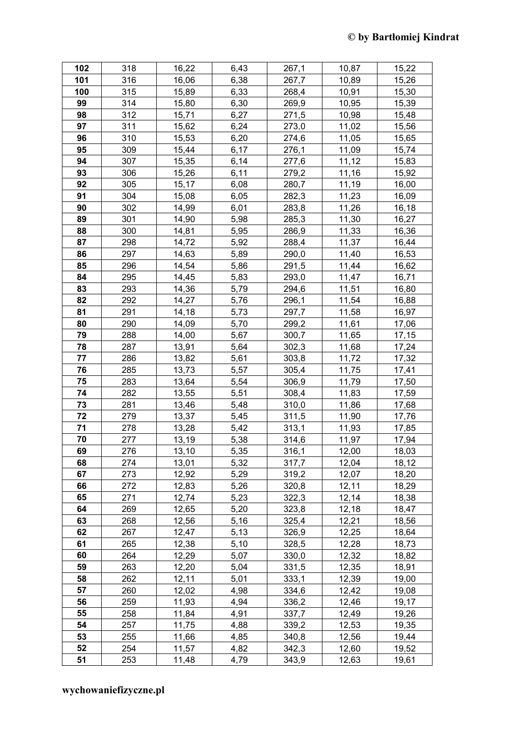| | | | | | | |
|---|---|---|---|---|---|---|
| **102** | 318 | 16,22 | 6,43 | 267,1 | 10,87 | 15,22 |
| **101** | 316 | 16,06 | 6,38 | 267,7 | 10,89 | 15,26 |
| **100** | 315 | 15,89 | 6,33 | 268,4 | 10,91 | 15,30 |
| **99** | 314 | 15,80 | 6,30 | 269,9 | 10,95 | 15,39 |
| **98** | 312 | 15,71 | 6,27 | 271,5 | 10,98 | 15,48 |
| **97** | 311 | 15,62 | 6,24 | 273,0 | 11,02 | 15,56 |
| **96** | 310 | 15,53 | 6,20 | 274,6 | 11,05 | 15,65 |
| **95** | 309 | 15,44 | 6,17 | 276,1 | 11,09 | 15,74 |
| **94** | 307 | 15,35 | 6,14 | 277,6 | 11,12 | 15,83 |
| **93** | 306 | 15,26 | 6,11 | 279,2 | 11,16 | 15,92 |
| **92** | 305 | 15,17 | 6,08 | 280,7 | 11,19 | 16,00 |
| **91** | 304 | 15,08 | 6,05 | 282,3 | 11,23 | 16,09 |
| **90** | 302 | 14,99 | 6,01 | 283,8 | 11,26 | 16,18 |
| **89** | 301 | 14,90 | 5,98 | 285,3 | 11,30 | 16,27 |
| **88** | 300 | 14,81 | 5,95 | 286,9 | 11,33 | 16,36 |
| **87** | 298 | 14,72 | 5,92 | 288,4 | 11,37 | 16,44 |
| **86** | 297 | 14,63 | 5,89 | 290,0 | 11,40 | 16,53 |
| **85** | 296 | 14,54 | 5,86 | 291,5 | 11,44 | 16,62 |
| **84** | 295 | 14,45 | 5,83 | 293,0 | 11,47 | 16,71 |
| **83** | 293 | 14,36 | 5,79 | 294,6 | 11,51 | 16,80 |
| **82** | 292 | 14,27 | 5,76 | 296,1 | 11,54 | 16,88 |
| **81** | 291 | 14,18 | 5,73 | 297,7 | 11,58 | 16,97 |
| **80** | 290 | 14,09 | 5,70 | 299,2 | 11,61 | 17,06 |
| **79** | 288 | 14,00 | 5,67 | 300,7 | 11,65 | 17,15 |
| **78** | 287 | 13,91 | 5,64 | 302,3 | 11,68 | 17,24 |
| **77** | 286 | 13,82 | 5,61 | 303,8 | 11,72 | 17,32 |
| **76** | 285 | 13,73 | 5,57 | 305,4 | 11,75 | 17,41 |
| **75** | 283 | 13,64 | 5,54 | 306,9 | 11,79 | 17,50 |
| **74** | 282 | 13,55 | 5,51 | 308,4 | 11,83 | 17,59 |
| **73** | 281 | 13,46 | 5,48 | 310,0 | 11,86 | 17,68 |
| **72** | 279 | 13,37 | 5,45 | 311,5 | 11,90 | 17,76 |
| **71** | 278 | 13,28 | 5,42 | 313,1 | 11,93 | 17,85 |
| **70** | 277 | 13,19 | 5,38 | 314,6 | 11,97 | 17,94 |
| **69** | 276 | 13,10 | 5,35 | 316,1 | 12,00 | 18,03 |
| **68** | 274 | 13,01 | 5,32 | 317,7 | 12,04 | 18,12 |
| **67** | 273 | 12,92 | 5,29 | 319,2 | 12,07 | 18,20 |
| **66** | 272 | 12,83 | 5,26 | 320,8 | 12,11 | 18,29 |
| **65** | 271 | 12,74 | 5,23 | 322,3 | 12,14 | 18,38 |
| **64** | 269 | 12,65 | 5,20 | 323,8 | 12,18 | 18,47 |
| **63** | 268 | 12,56 | 5,16 | 325,4 | 12,21 | 18,56 |
| **62** | 267 | 12,47 | 5,13 | 326,9 | 12,25 | 18,64 |
| **61** | 265 | 12,38 | 5,10 | 328,5 | 12,28 | 18,73 |
| **60** | 264 | 12,29 | 5,07 | 330,0 | 12,32 | 18,82 |
| **59** | 263 | 12,20 | 5,04 | 331,5 | 12,35 | 18,91 |
| **58** | 262 | 12,11 | 5,01 | 333,1 | 12,39 | 19,00 |
| **57** | 260 | 12,02 | 4,98 | 334,6 | 12,42 | 19,08 |
| **56** | 259 | 11,93 | 4,94 | 336,2 | 12,46 | 19,17 |
| **55** | 258 | 11,84 | 4,91 | 337,7 | 12,49 | 19,26 |
| **54** | 257 | 11,75 | 4,88 | 339,2 | 12,53 | 19,35 |
| **53** | 255 | 11,66 | 4,85 | 340,8 | 12,56 | 19,44 |
| **52** | 254 | 11,57 | 4,82 | 342,3 | 12,60 | 19,52 |
| **51** | 253 | 11,48 | 4,79 | 343,9 | 12,63 | 19,61 |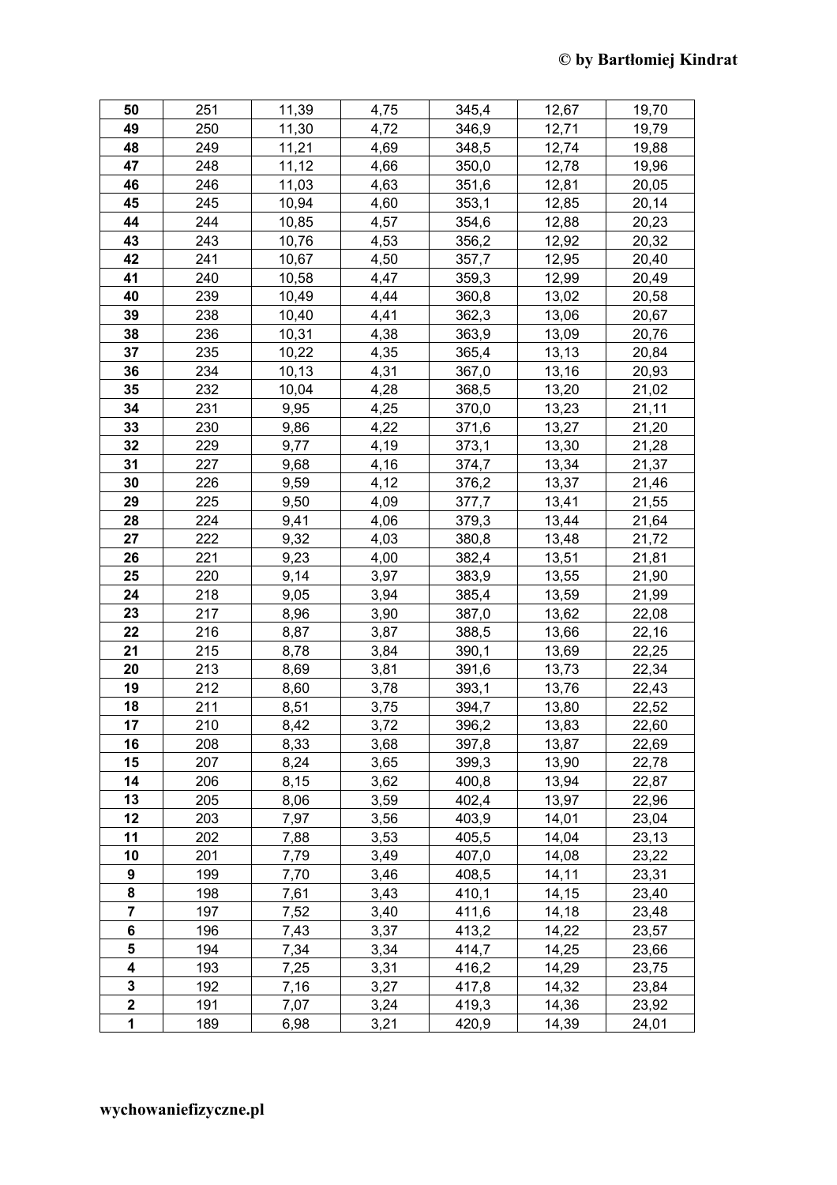| | | | | | | |
|---|---|---|---|---|---|---|
| **50** | 251 | 11,39 | 4,75 | 345,4 | 12,67 | 19,70 |
| **49** | 250 | 11,30 | 4,72 | 346,9 | 12,71 | 19,79 |
| **48** | 249 | 11,21 | 4,69 | 348,5 | 12,74 | 19,88 |
| **47** | 248 | 11,12 | 4,66 | 350,0 | 12,78 | 19,96 |
| **46** | 246 | 11,03 | 4,63 | 351,6 | 12,81 | 20,05 |
| **45** | 245 | 10,94 | 4,60 | 353,1 | 12,85 | 20,14 |
| **44** | 244 | 10,85 | 4,57 | 354,6 | 12,88 | 20,23 |
| **43** | 243 | 10,76 | 4,53 | 356,2 | 12,92 | 20,32 |
| **42** | 241 | 10,67 | 4,50 | 357,7 | 12,95 | 20,40 |
| **41** | 240 | 10,58 | 4,47 | 359,3 | 12,99 | 20,49 |
| **40** | 239 | 10,49 | 4,44 | 360,8 | 13,02 | 20,58 |
| **39** | 238 | 10,40 | 4,41 | 362,3 | 13,06 | 20,67 |
| **38** | 236 | 10,31 | 4,38 | 363,9 | 13,09 | 20,76 |
| **37** | 235 | 10,22 | 4,35 | 365,4 | 13,13 | 20,84 |
| **36** | 234 | 10,13 | 4,31 | 367,0 | 13,16 | 20,93 |
| **35** | 232 | 10,04 | 4,28 | 368,5 | 13,20 | 21,02 |
| **34** | 231 | 9,95 | 4,25 | 370,0 | 13,23 | 21,11 |
| **33** | 230 | 9,86 | 4,22 | 371,6 | 13,27 | 21,20 |
| **32** | 229 | 9,77 | 4,19 | 373,1 | 13,30 | 21,28 |
| **31** | 227 | 9,68 | 4,16 | 374,7 | 13,34 | 21,37 |
| **30** | 226 | 9,59 | 4,12 | 376,2 | 13,37 | 21,46 |
| **29** | 225 | 9,50 | 4,09 | 377,7 | 13,41 | 21,55 |
| **28** | 224 | 9,41 | 4,06 | 379,3 | 13,44 | 21,64 |
| **27** | 222 | 9,32 | 4,03 | 380,8 | 13,48 | 21,72 |
| **26** | 221 | 9,23 | 4,00 | 382,4 | 13,51 | 21,81 |
| **25** | 220 | 9,14 | 3,97 | 383,9 | 13,55 | 21,90 |
| **24** | 218 | 9,05 | 3,94 | 385,4 | 13,59 | 21,99 |
| **23** | 217 | 8,96 | 3,90 | 387,0 | 13,62 | 22,08 |
| **22** | 216 | 8,87 | 3,87 | 388,5 | 13,66 | 22,16 |
| **21** | 215 | 8,78 | 3,84 | 390,1 | 13,69 | 22,25 |
| **20** | 213 | 8,69 | 3,81 | 391,6 | 13,73 | 22,34 |
| **19** | 212 | 8,60 | 3,78 | 393,1 | 13,76 | 22,43 |
| **18** | 211 | 8,51 | 3,75 | 394,7 | 13,80 | 22,52 |
| **17** | 210 | 8,42 | 3,72 | 396,2 | 13,83 | 22,60 |
| **16** | 208 | 8,33 | 3,68 | 397,8 | 13,87 | 22,69 |
| **15** | 207 | 8,24 | 3,65 | 399,3 | 13,90 | 22,78 |
| **14** | 206 | 8,15 | 3,62 | 400,8 | 13,94 | 22,87 |
| **13** | 205 | 8,06 | 3,59 | 402,4 | 13,97 | 22,96 |
| **12** | 203 | 7,97 | 3,56 | 403,9 | 14,01 | 23,04 |
| **11** | 202 | 7,88 | 3,53 | 405,5 | 14,04 | 23,13 |
| **10** | 201 | 7,79 | 3,49 | 407,0 | 14,08 | 23,22 |
| **9** | 199 | 7,70 | 3,46 | 408,5 | 14,11 | 23,31 |
| **8** | 198 | 7,61 | 3,43 | 410,1 | 14,15 | 23,40 |
| **7** | 197 | 7,52 | 3,40 | 411,6 | 14,18 | 23,48 |
| **6** | 196 | 7,43 | 3,37 | 413,2 | 14,22 | 23,57 |
| **5** | 194 | 7,34 | 3,34 | 414,7 | 14,25 | 23,66 |
| **4** | 193 | 7,25 | 3,31 | 416,2 | 14,29 | 23,75 |
| **3** | 192 | 7,16 | 3,27 | 417,8 | 14,32 | 23,84 |
| **2** | 191 | 7,07 | 3,24 | 419,3 | 14,36 | 23,92 |
| **1** | 189 | 6,98 | 3,21 | 420,9 | 14,39 | 24,01 |